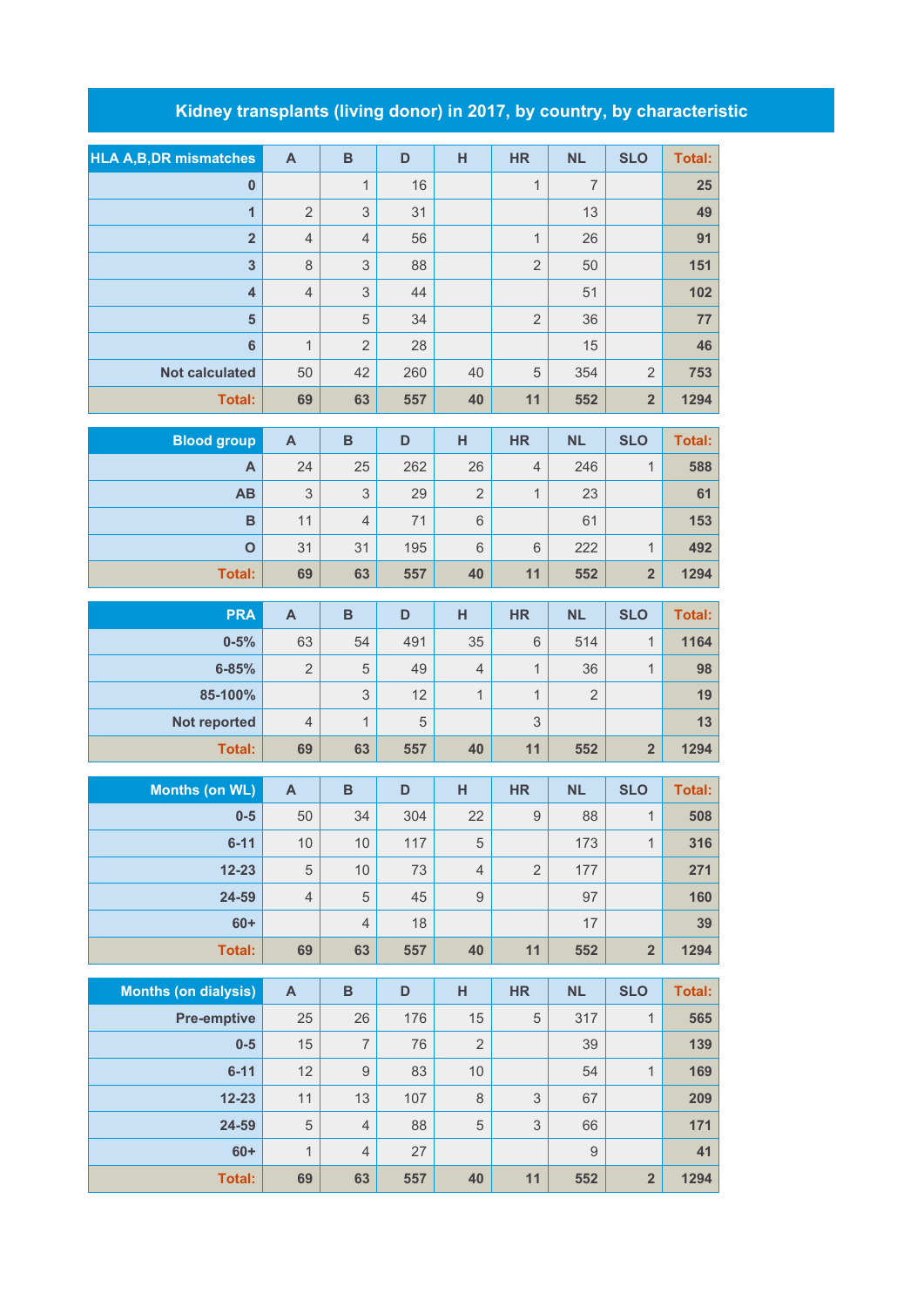# Kidney transplants (living donor) in 2017, by country, by characteristic

| HLA A,B,DR mismatches | A | B | D | H | HR | NL | SLO | Total: |
|---|---|---|---|---|---|---|---|---|
| 0 | | 1 | 16 | | 1 | 7 | | 25 |
| 1 | 2 | 3 | 31 | | | 13 | | 49 |
| 2 | 4 | 4 | 56 | | 1 | 26 | | 91 |
| 3 | 8 | 3 | 88 | | 2 | 50 | | 151 |
| 4 | 4 | 3 | 44 | | | 51 | | 102 |
| 5 | | 5 | 34 | | 2 | 36 | | 77 |
| 6 | 1 | 2 | 28 | | | 15 | | 46 |
| Not calculated | 50 | 42 | 260 | 40 | 5 | 354 | 2 | 753 |
| Total: | 69 | 63 | 557 | 40 | 11 | 552 | 2 | 1294 |

| Blood group | A | B | D | H | HR | NL | SLO | Total: |
|---|---|---|---|---|---|---|---|---|
| A | 24 | 25 | 262 | 26 | 4 | 246 | 1 | 588 |
| AB | 3 | 3 | 29 | 2 | 1 | 23 | | 61 |
| B | 11 | 4 | 71 | 6 | | 61 | | 153 |
| O | 31 | 31 | 195 | 6 | 6 | 222 | 1 | 492 |
| Total: | 69 | 63 | 557 | 40 | 11 | 552 | 2 | 1294 |

| PRA | A | B | D | H | HR | NL | SLO | Total: |
|---|---|---|---|---|---|---|---|---|
| 0-5% | 63 | 54 | 491 | 35 | 6 | 514 | 1 | 1164 |
| 6-85% | 2 | 5 | 49 | 4 | 1 | 36 | 1 | 98 |
| 85-100% | | 3 | 12 | 1 | 1 | 2 | | 19 |
| Not reported | 4 | 1 | 5 | | 3 | | | 13 |
| Total: | 69 | 63 | 557 | 40 | 11 | 552 | 2 | 1294 |

| Months (on WL) | A | B | D | H | HR | NL | SLO | Total: |
|---|---|---|---|---|---|---|---|---|
| 0-5 | 50 | 34 | 304 | 22 | 9 | 88 | 1 | 508 |
| 6-11 | 10 | 10 | 117 | 5 | | 173 | 1 | 316 |
| 12-23 | 5 | 10 | 73 | 4 | 2 | 177 | | 271 |
| 24-59 | 4 | 5 | 45 | 9 | | 97 | | 160 |
| 60+ | | 4 | 18 | | | 17 | | 39 |
| Total: | 69 | 63 | 557 | 40 | 11 | 552 | 2 | 1294 |

| Months (on dialysis) | A | B | D | H | HR | NL | SLO | Total: |
|---|---|---|---|---|---|---|---|---|
| Pre-emptive | 25 | 26 | 176 | 15 | 5 | 317 | 1 | 565 |
| 0-5 | 15 | 7 | 76 | 2 | | 39 | | 139 |
| 6-11 | 12 | 9 | 83 | 10 | | 54 | 1 | 169 |
| 12-23 | 11 | 13 | 107 | 8 | 3 | 67 | | 209 |
| 24-59 | 5 | 4 | 88 | 5 | 3 | 66 | | 171 |
| 60+ | 1 | 4 | 27 | | | 9 | | 41 |
| Total: | 69 | 63 | 557 | 40 | 11 | 552 | 2 | 1294 |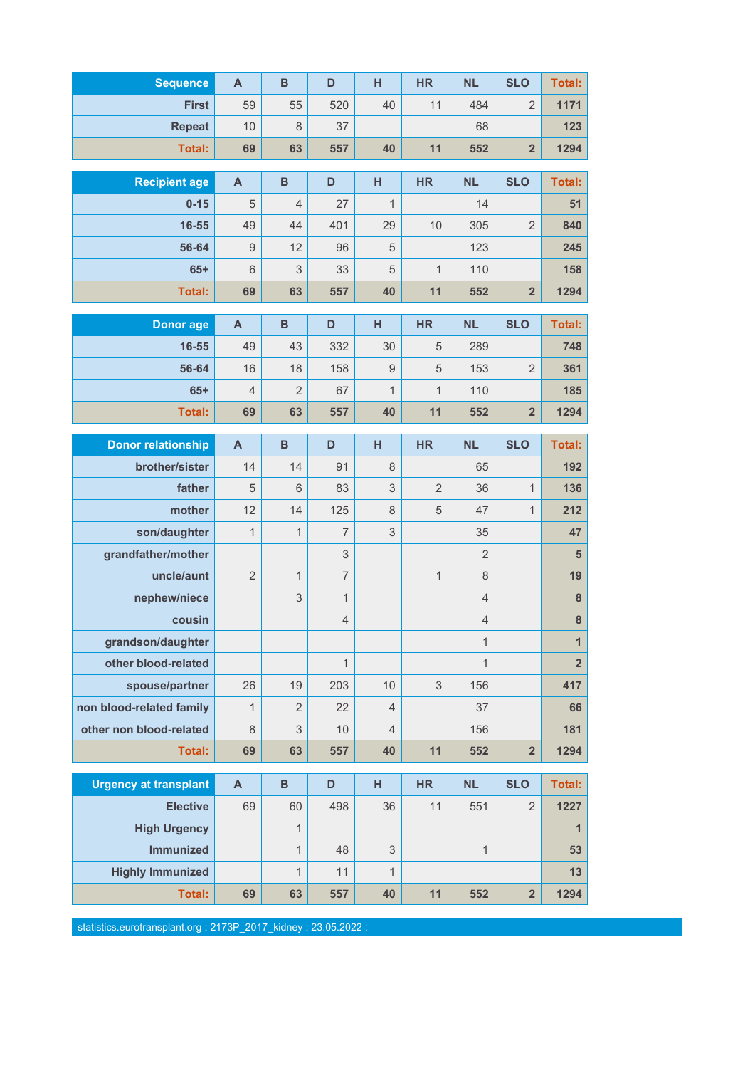| Sequence | A | B | D | H | HR | NL | SLO | Total: |
|---|---|---|---|---|---|---|---|---|
| First | 59 | 55 | 520 | 40 | 11 | 484 | 2 | 1171 |
| Repeat | 10 | 8 | 37 | | | 68 | | 123 |
| Total: | 69 | 63 | 557 | 40 | 11 | 552 | 2 | 1294 |

| Recipient age | A | B | D | H | HR | NL | SLO | Total: |
|---|---|---|---|---|---|---|---|---|
| 0-15 | 5 | 4 | 27 | 1 | | 14 | | 51 |
| 16-55 | 49 | 44 | 401 | 29 | 10 | 305 | 2 | 840 |
| 56-64 | 9 | 12 | 96 | 5 | | 123 | | 245 |
| 65+ | 6 | 3 | 33 | 5 | 1 | 110 | | 158 |
| Total: | 69 | 63 | 557 | 40 | 11 | 552 | 2 | 1294 |

| Donor age | A | B | D | H | HR | NL | SLO | Total: |
|---|---|---|---|---|---|---|---|---|
| 16-55 | 49 | 43 | 332 | 30 | 5 | 289 | | 748 |
| 56-64 | 16 | 18 | 158 | 9 | 5 | 153 | 2 | 361 |
| 65+ | 4 | 2 | 67 | 1 | 1 | 110 | | 185 |
| Total: | 69 | 63 | 557 | 40 | 11 | 552 | 2 | 1294 |

| Donor relationship | A | B | D | H | HR | NL | SLO | Total: |
|---|---|---|---|---|---|---|---|---|
| brother/sister | 14 | 14 | 91 | 8 | | 65 | | 192 |
| father | 5 | 6 | 83 | 3 | 2 | 36 | 1 | 136 |
| mother | 12 | 14 | 125 | 8 | 5 | 47 | 1 | 212 |
| son/daughter | 1 | 1 | 7 | 3 | | 35 | | 47 |
| grandfather/mother | | | 3 | | | 2 | | 5 |
| uncle/aunt | 2 | 1 | 7 | | 1 | 8 | | 19 |
| nephew/niece | | 3 | 1 | | | 4 | | 8 |
| cousin | | | 4 | | | 4 | | 8 |
| grandson/daughter | | | | | | 1 | | 1 |
| other blood-related | | | 1 | | | 1 | | 2 |
| spouse/partner | 26 | 19 | 203 | 10 | 3 | 156 | | 417 |
| non blood-related family | 1 | 2 | 22 | 4 | | 37 | | 66 |
| other non blood-related | 8 | 3 | 10 | 4 | | 156 | | 181 |
| Total: | 69 | 63 | 557 | 40 | 11 | 552 | 2 | 1294 |

| Urgency at transplant | A | B | D | H | HR | NL | SLO | Total: |
|---|---|---|---|---|---|---|---|---|
| Elective | 69 | 60 | 498 | 36 | 11 | 551 | 2 | 1227 |
| High Urgency | | 1 | | | | | | 1 |
| Immunized | | 1 | 48 | 3 | | 1 | | 53 |
| Highly Immunized | | 1 | 11 | 1 | | | | 13 |
| Total: | 69 | 63 | 557 | 40 | 11 | 552 | 2 | 1294 |

statistics.eurotransplant.org : 2173P_2017_kidney : 23.05.2022 :